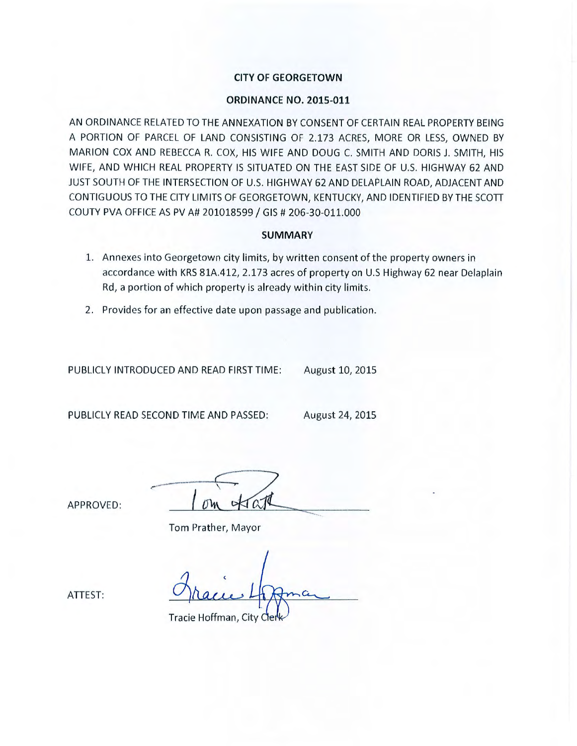# CITY OF GEORGETOWN

## ORDINANCE NO. 2015-011

AN ORDINANCE RELATED TO THE ANNEXATION BY CONSENT OF CERTAIN REAL PROPERTY BEING A PORTION OF PARCEL OF LAND CONSISTING OF 2.173 ACRES, MORE OR LESS, OWNED BY MARION COX AND REBECCA R. COX, HIS WIFE AND DOUG C. SMITH AND DORIS J. SMITH, HIS WIFE, AND WHICH REAL PROPERTY IS SITUATED ON THE EAST SIDE OF U.S. HIGHWAY 62 AND JUST SOUTH OF THE INTERSECTION OF U.S. HIGHWAY 62 AND DELAPLAIN ROAD, ADJACENT AND CONTIGUOUS TO THE CITY LIMITS OF GEORGETOWN, KENTUCKY, AND IDENTIFIED BY THE SCOTT COUTY PVA OFFICE AS PV A# 201018599 / GIS # 206-30-011.000

## SUMMARY

1. Annexes into Georgetown city limits, by written consent of the property owners in accordance with KRS 81A.412, 2.173 acres of property on U.S Highway 62 near Delaplain Rd, a portion of which property is already within city limits.
2. Provides for an effective date upon passage and publication.

PUBLICLY INTRODUCED AND READ FIRST TIME: August 10, 2015

PUBLICLY READ SECOND TIME AND PASSED: August 24, 2015

APPROVED: Tom Prather

Tom Prather, Mayor

ATTEST: Tracie Hoffman

Tracie Hoffman, City Clerk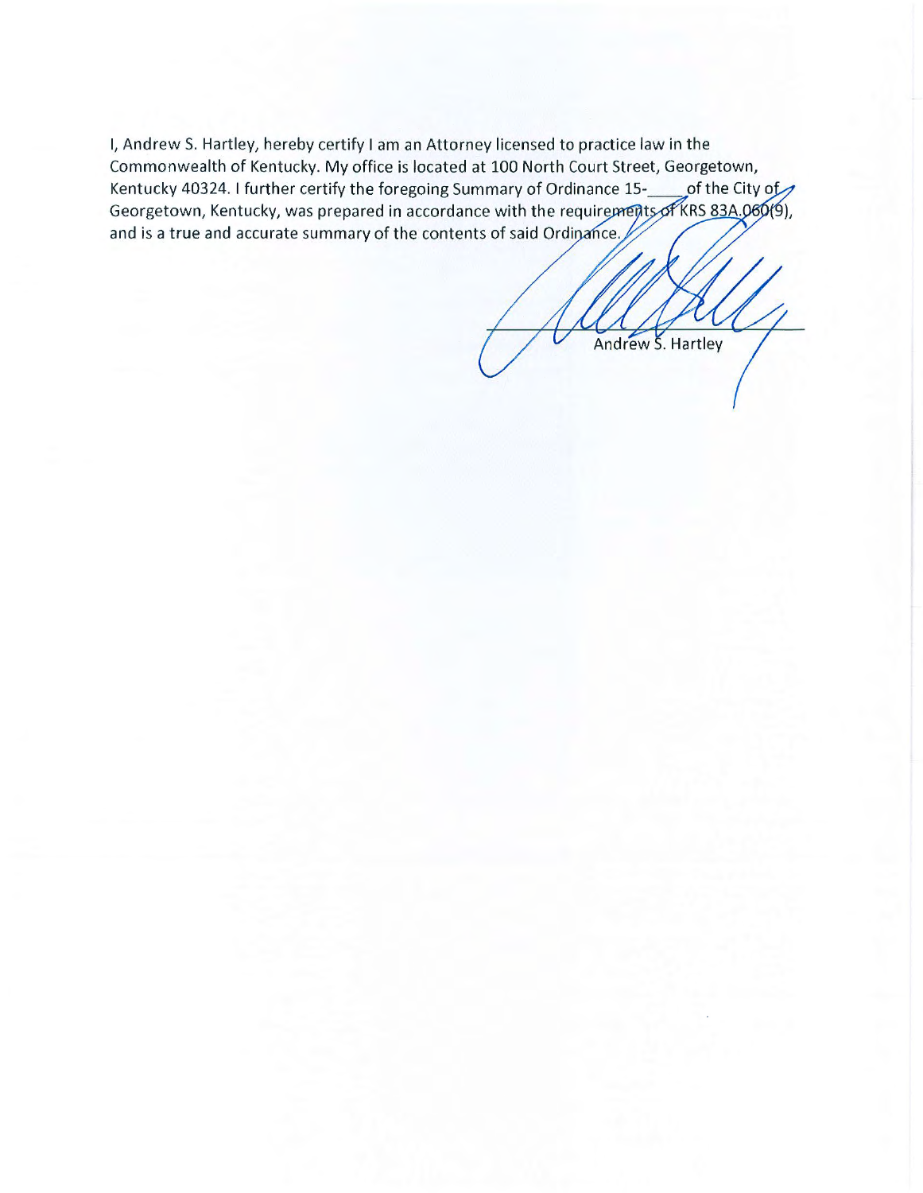I, Andrew S. Hartley, hereby certify I am an Attorney licensed to practice law in the Commonwealth of Kentucky. My office is located at 100 North Court Street, Georgetown, Kentucky 40324. I further certify the foregoing Summary of Ordinance 15-\_\_\_\_ of the City of Georgetown, Kentucky, was prepared in accordance with the requirements of KRS 83A.060(9), and is a true and accurate summary of the contents of said Ordinance.

Andrew S. Hartley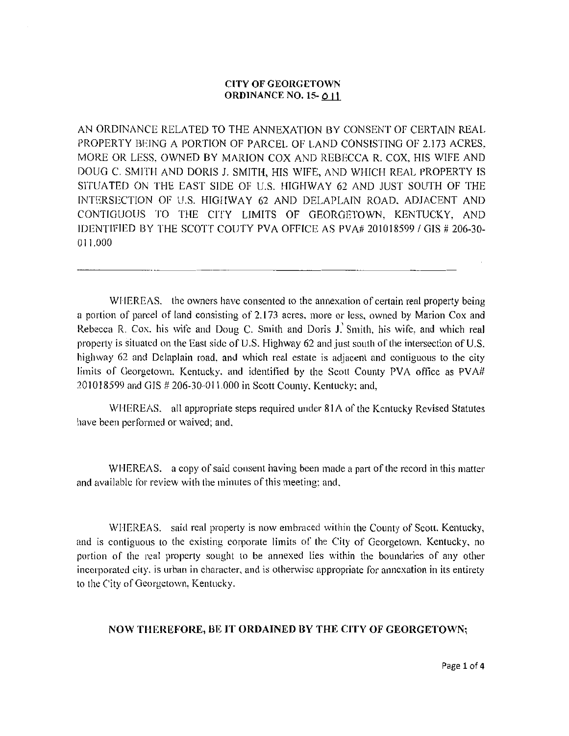**CITY OF GEORGETOWN**
**ORDINANCE NO. 15- 011**

AN ORDINANCE RELATED TO THE ANNEXATION BY CONSENT OF CERTAIN REAL PROPERTY BEING A PORTION OF PARCEL OF LAND CONSISTING OF 2.173 ACRES, MORE OR LESS, OWNED BY MARION COX AND REBECCA R. COX, HIS WIFE AND DOUG C. SMITH AND DORIS J. SMITH, HIS WIFE, AND WHICH REAL PROPERTY IS SITUATED ON THE EAST SIDE OF U.S. HIGHWAY 62 AND JUST SOUTH OF THE INTERSECTION OF U.S. HIGHWAY 62 AND DELAPLAIN ROAD, ADJACENT AND CONTIGUOUS TO THE CITY LIMITS OF GEORGETOWN, KENTUCKY, AND IDENTIFIED BY THE SCOTT COUTY PVA OFFICE AS PVA# 201018599 / GIS # 206-30-011.000

---

WHEREAS, the owners have consented to the annexation of certain real property being a portion of parcel of land consisting of 2.173 acres, more or less, owned by Marion Cox and Rebecca R. Cox, his wife and Doug C. Smith and Doris J. Smith, his wife, and which real property is situated on the East side of U.S. Highway 62 and just south of the intersection of U.S. highway 62 and Delaplain road, and which real estate is adjacent and contiguous to the city limits of Georgetown, Kentucky, and identified by the Scott County PVA office as PVA# 201018599 and GIS # 206-30-011.000 in Scott County, Kentucky; and,

WHEREAS, all appropriate steps required under 81A of the Kentucky Revised Statutes have been performed or waived; and,

WHEREAS, a copy of said consent having been made a part of the record in this matter and available for review with the minutes of this meeting; and,

WHEREAS, said real property is now embraced within the County of Scott, Kentucky, and is contiguous to the existing corporate limits of the City of Georgetown, Kentucky, no portion of the real property sought to be annexed lies within the boundaries of any other incorporated city, is urban in character, and is otherwise appropriate for annexation in its entirety to the City of Georgetown, Kentucky.

**NOW THEREFORE, BE IT ORDAINED BY THE CITY OF GEORGETOWN;**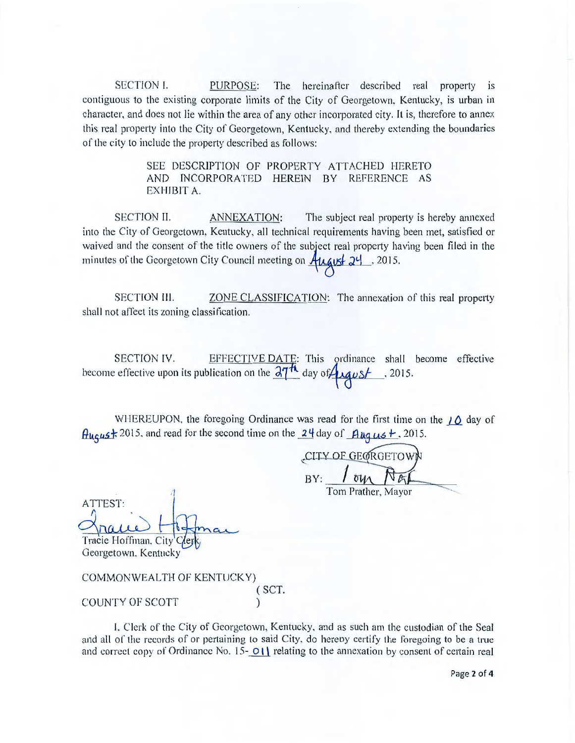SECTION I. PURPOSE: The hereinafter described real property is contiguous to the existing corporate limits of the City of Georgetown, Kentucky, is urban in character, and does not lie within the area of any other incorporated city. It is, therefore to annex this real property into the City of Georgetown, Kentucky, and thereby extending the boundaries of the city to include the property described as follows:

> SEE DESCRIPTION OF PROPERTY ATTACHED HERETO AND INCORPORATED HEREIN BY REFERENCE AS EXHIBIT A.

SECTION II. ANNEXATION: The subject real property is hereby annexed into the City of Georgetown, Kentucky, all technical requirements having been met, satisfied or waived and the consent of the title owners of the subject real property having been filed in the minutes of the Georgetown City Council meeting on August 24, 2015.

SECTION III. ZONE CLASSIFICATION: The annexation of this real property shall not affect its zoning classification.

SECTION IV. EFFECTIVE DATE: This ordinance shall become effective become effective upon its publication on the 27th day of August, 2015.

WHEREUPON, the foregoing Ordinance was read for the first time on the 10 day of August 2015, and read for the second time on the 24 day of August, 2015.

CITY OF GEORGETOWN

BY: Tom Prather
Tom Prather, Mayor

ATTEST:

Tracie Hoffman
Tracie Hoffman, City Clerk
Georgetown, Kentucky

COMMONWEALTH OF KENTUCKY)
( SCT.
COUNTY OF SCOTT )

I, Clerk of the City of Georgetown, Kentucky, and as such am the custodian of the Seal and all of the records of or pertaining to said City, do hereby certify the foregoing to be a true and correct copy of Ordinance No. 15-011 relating to the annexation by consent of certain real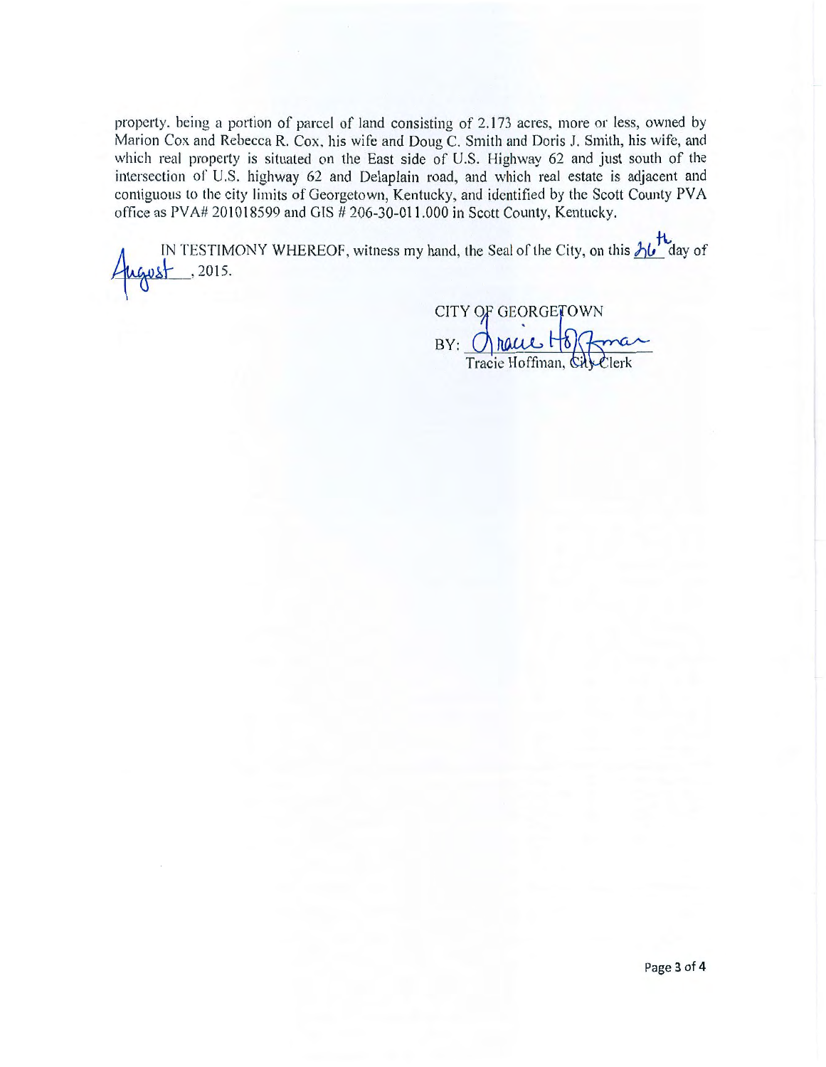property, being a portion of parcel of land consisting of 2.173 acres, more or less, owned by Marion Cox and Rebecca R. Cox, his wife and Doug C. Smith and Doris J. Smith, his wife, and which real property is situated on the East side of U.S. Highway 62 and just south of the intersection of U.S. highway 62 and Delaplain road, and which real estate is adjacent and contiguous to the city limits of Georgetown, Kentucky, and identified by the Scott County PVA office as PVA# 201018599 and GIS # 206-30-011.000 in Scott County, Kentucky.

IN TESTIMONY WHEREOF, witness my hand, the Seal of the City, on this 26th day of August, 2015.

CITY OF GEORGETOWN

BY: Tracie Hoffman

Tracie Hoffman, City Clerk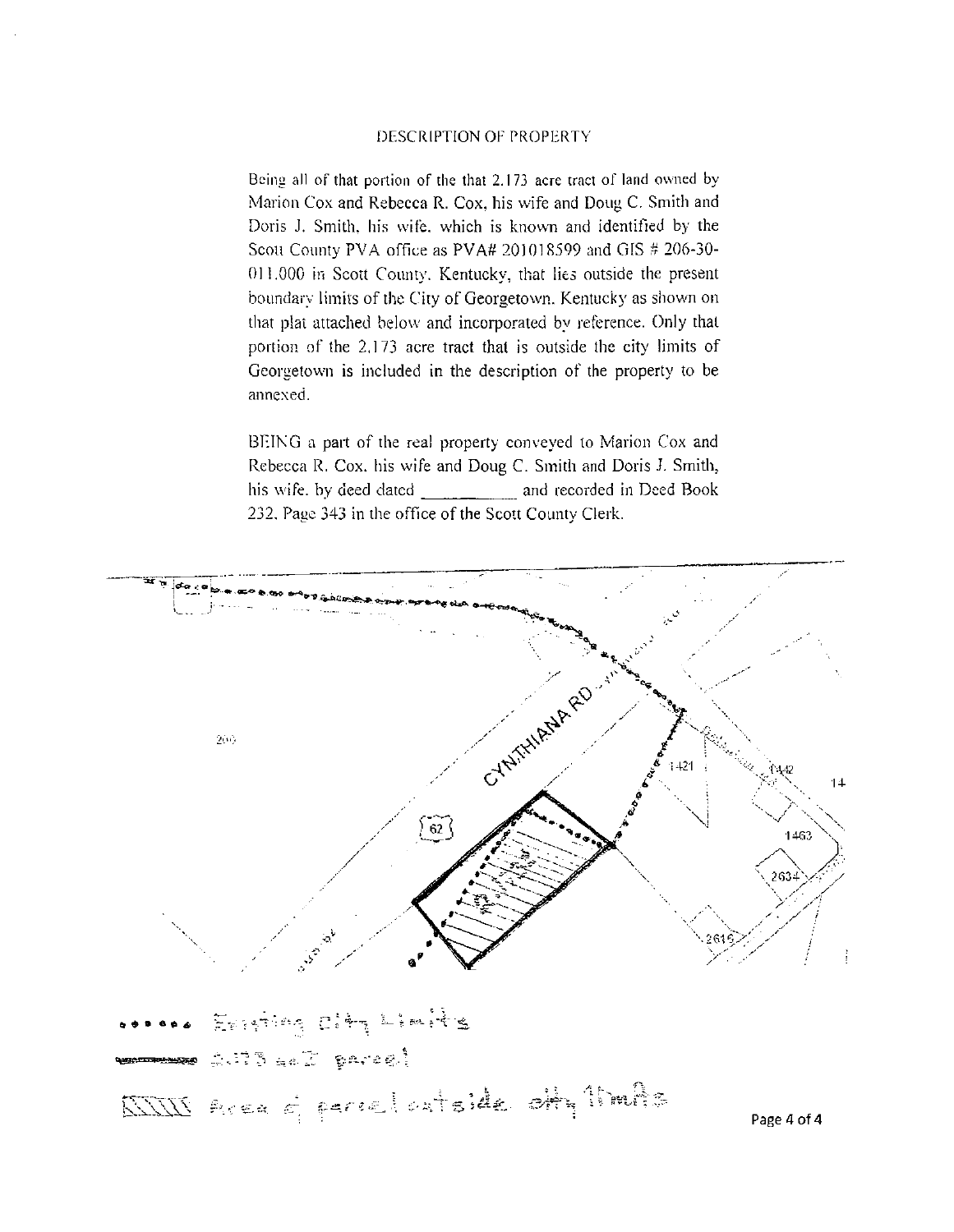# DESCRIPTION OF PROPERTY

Being all of that portion of the that 2.173 acre tract of land owned by Marion Cox and Rebecca R. Cox, his wife and Doug C. Smith and Doris J. Smith, his wife, which is known and identified by the Scott County PVA office as PVA# 201018599 and GIS # 206-30-011.000 in Scott County, Kentucky, that lies outside the present boundary limits of the City of Georgetown, Kentucky as shown on that plat attached below and incorporated by reference. Only that portion of the 2.173 acre tract that is outside the city limits of Georgetown is included in the description of the property to be annexed.

BEING a part of the real property conveyed to Marion Cox and Rebecca R. Cox, his wife and Doug C. Smith and Doris J. Smith, his wife, by deed dated \_\_\_\_\_\_\_\_\_\_ and recorded in Deed Book 232, Page 343 in the office of the Scott County Clerk.

CYNTHIANA RD

62

200

1421

1442

14

1463

2634

2615

Existing City Limits

2.173 acre parcel

Area of parcel outside city limits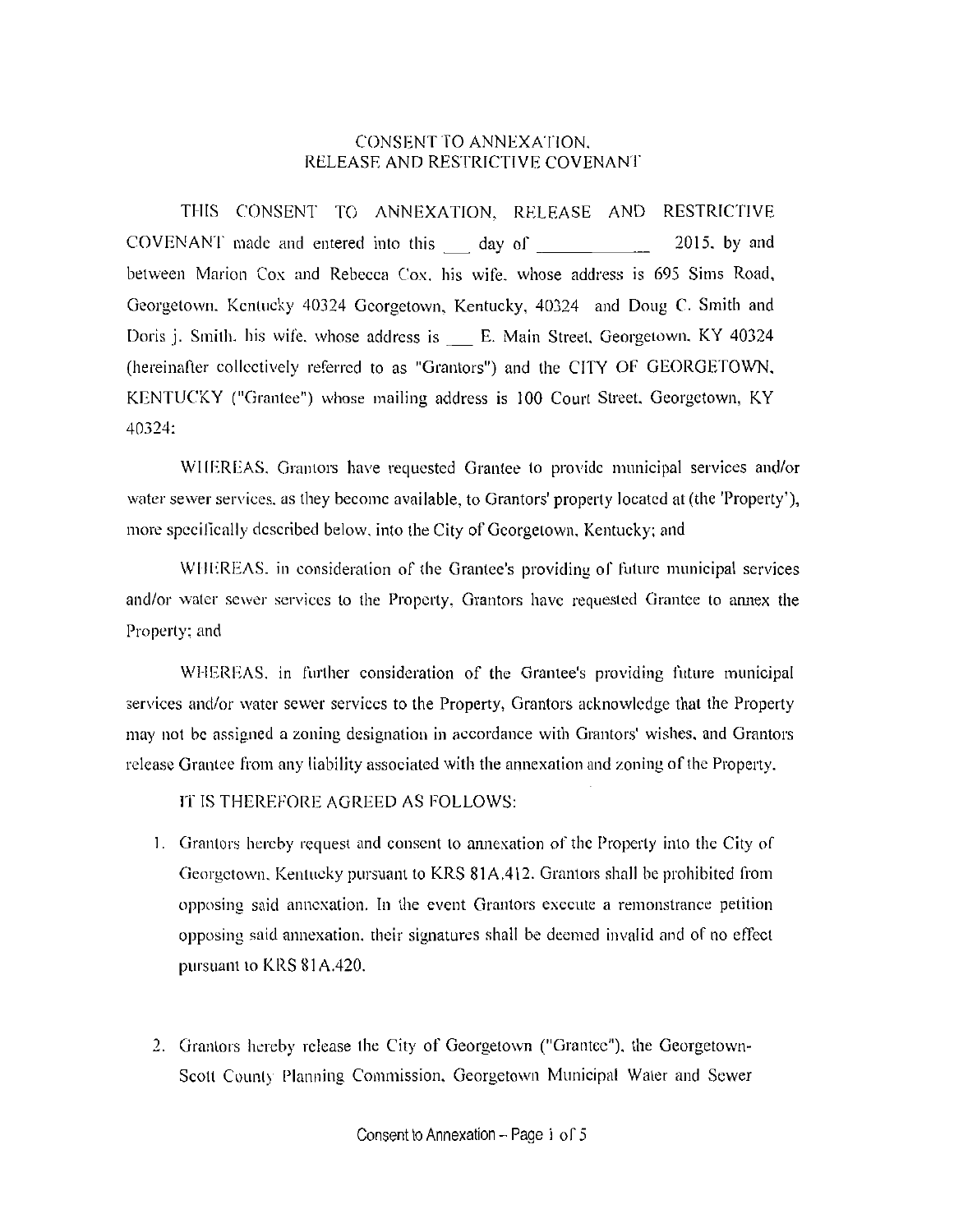# CONSENT TO ANNEXATION, RELEASE AND RESTRICTIVE COVENANT

THIS CONSENT TO ANNEXATION, RELEASE AND RESTRICTIVE COVENANT made and entered into this ___ day of ____________ 2015, by and between Marion Cox and Rebecca Cox, his wife, whose address is 695 Sims Road, Georgetown, Kentucky 40324 Georgetown, Kentucky, 40324 and Doug C. Smith and Doris j. Smith, his wife, whose address is ___ E. Main Street, Georgetown, KY 40324 (hereinafter collectively referred to as "Grantors") and the CITY OF GEORGETOWN, KENTUCKY ("Grantee") whose mailing address is 100 Court Street, Georgetown, KY 40324:

WHEREAS, Grantors have requested Grantee to provide municipal services and/or water sewer services, as they become available, to Grantors' property located at (the 'Property'), more specifically described below, into the City of Georgetown, Kentucky; and

WHEREAS, in consideration of the Grantee's providing of future municipal services and/or water sewer services to the Property, Grantors have requested Grantee to annex the Property; and

WHEREAS, in further consideration of the Grantee's providing future municipal services and/or water sewer services to the Property, Grantors acknowledge that the Property may not be assigned a zoning designation in accordance with Grantors' wishes, and Grantors release Grantee from any liability associated with the annexation and zoning of the Property.

IT IS THEREFORE AGREED AS FOLLOWS:

1. Grantors hereby request and consent to annexation of the Property into the City of Georgetown, Kentucky pursuant to KRS 81A.412. Grantors shall be prohibited from opposing said annexation. In the event Grantors execute a remonstrance petition opposing said annexation, their signatures shall be deemed invalid and of no effect pursuant to KRS 81A.420.

2. Grantors hereby release the City of Georgetown ("Grantee"), the Georgetown-Scott County Planning Commission, Georgetown Municipal Water and Sewer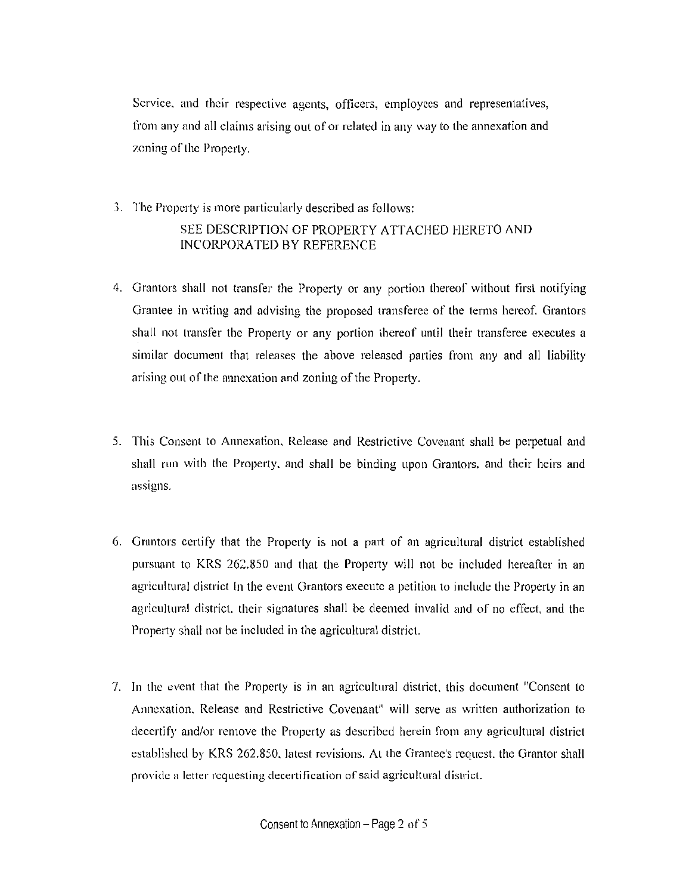Service, and their respective agents, officers, employees and representatives, from any and all claims arising out of or related in any way to the annexation and zoning of the Property.

3. The Property is more particularly described as follows:

   SEE DESCRIPTION OF PROPERTY ATTACHED HERETO AND INCORPORATED BY REFERENCE

4. Grantors shall not transfer the Property or any portion thereof without first notifying Grantee in writing and advising the proposed transferee of the terms hereof. Grantors shall not transfer the Property or any portion thereof until their transferee executes a similar document that releases the above released parties from any and all liability arising out of the annexation and zoning of the Property.

5. This Consent to Annexation, Release and Restrictive Covenant shall be perpetual and shall run with the Property, and shall be binding upon Grantors, and their heirs and assigns.

6. Grantors certify that the Property is not a part of an agricultural district established pursuant to KRS 262.850 and that the Property will not be included hereafter in an agricultural district In the event Grantors execute a petition to include the Property in an agricultural district, their signatures shall be deemed invalid and of no effect, and the Property shall not be included in the agricultural district.

7. In the event that the Property is in an agricultural district, this document "Consent to Annexation, Release and Restrictive Covenant" will serve as written authorization to decertify and/or remove the Property as described herein from any agricultural district established by KRS 262.850, latest revisions. At the Grantee's request, the Grantor shall provide a letter requesting decertification of said agricultural district.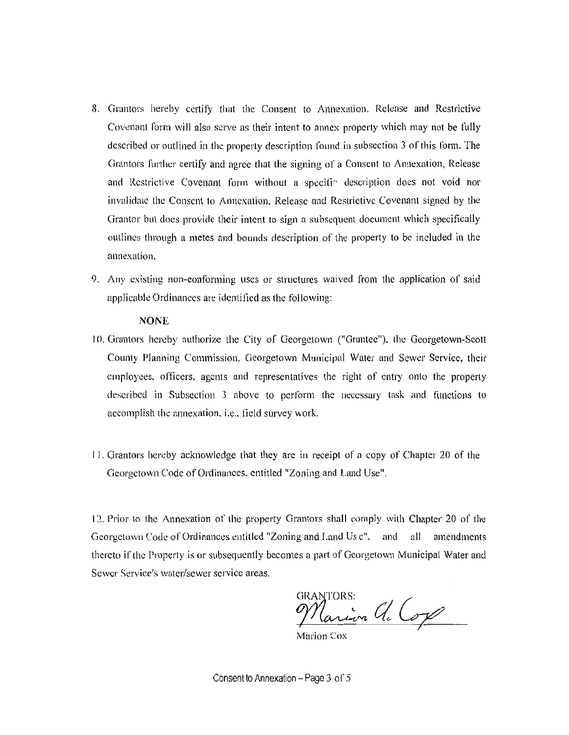8. Grantors hereby certify that the Consent to Annexation. Release and Restrictive Covenant form will also serve as their intent to annex property which may not be fully described or outlined in the property description found in subsection 3 of this form. The Grantors further certify and agree that the signing of a Consent to Annexation, Release and Restrictive Covenant form without a specific description does not void nor invalidate the Consent to Annexation, Release and Restrictive Covenant signed by the Grantor but does provide their intent to sign a subsequent document which specifically outlines through a metes and bounds description of the property to be included in the annexation.

9. Any existing non-conforming uses or structures waived from the application of said applicable Ordinances are identified as the following:

   **NONE**

10. Grantors hereby authorize the City of Georgetown ("Grantee"), the Georgetown-Scott County Planning Commission, Georgetown Municipal Water and Sewer Service, their employees, officers, agents and representatives the right of entry onto the property described in Subsection 3 above to perform the necessary task and functions to accomplish the annexation, i.e., field survey work.

11. Grantors hereby acknowledge that they are in receipt of a copy of Chapter 20 of the Georgetown Code of Ordinances, entitled "Zoning and Land Use".

12. Prior to the Annexation of the property Grantors shall comply with Chapter 20 of the Georgetown Code of Ordinances entitled "Zoning and Land Use", and all amendments thereto if the Property is or subsequently becomes a part of Georgetown Municipal Water and Sewer Service's water/sewer service areas.

GRANTORS:

Marion A. Cox

Marion Cox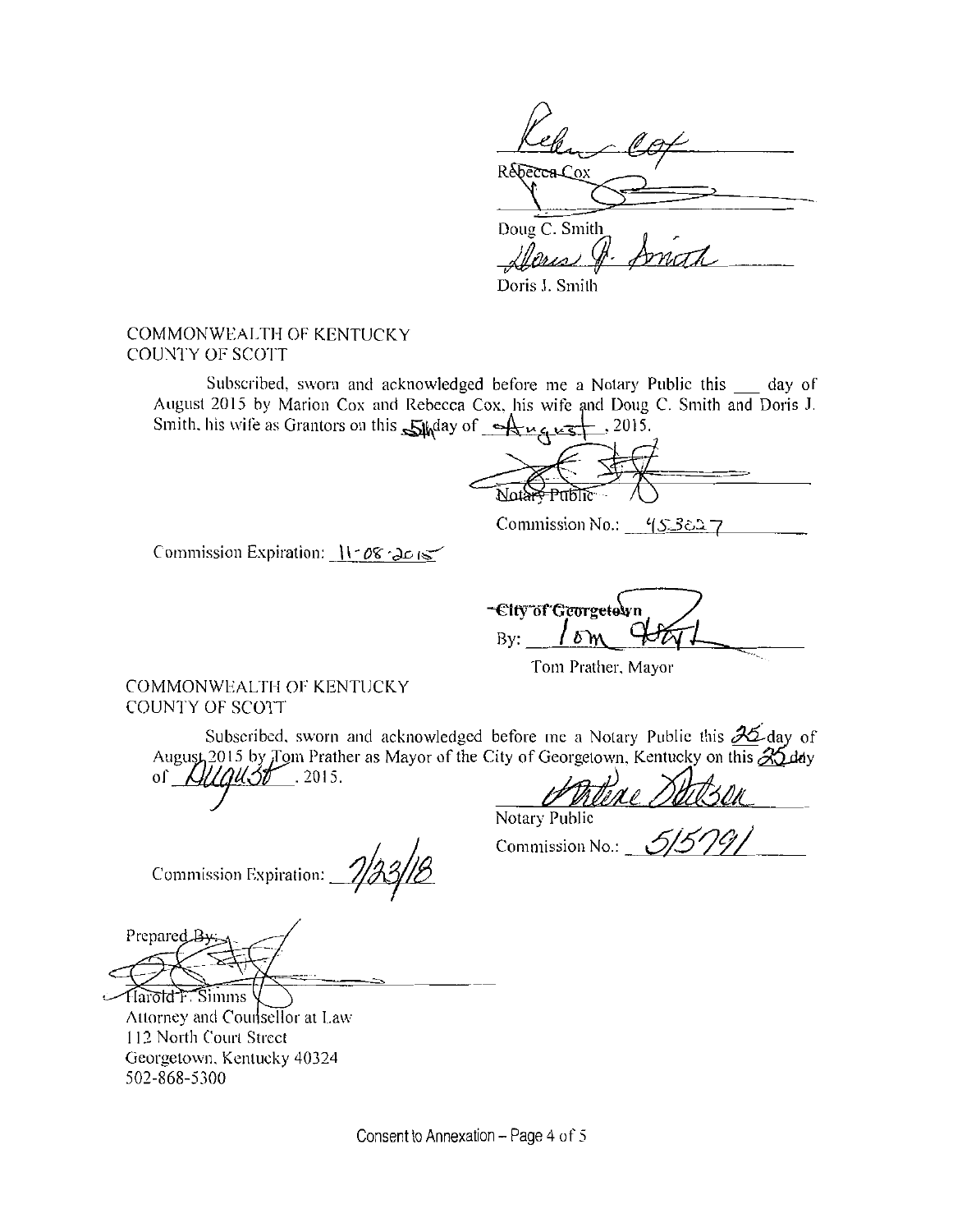Rebecca Cox

Doug C. Smith

Doris J. Smith

COMMONWEALTH OF KENTUCKY
COUNTY OF SCOTT

Subscribed, sworn and acknowledged before me a Notary Public this ___ day of August 2015 by Marion Cox and Rebecca Cox, his wife and Doug C. Smith and Doris J. Smith, his wife as Grantors on this 5th day of August, 2015.

Notary Public

Commission No.: 453827

Commission Expiration: 11-08-2015

City of Georgetown
By: Tom Prather

Tom Prather, Mayor

COMMONWEALTH OF KENTUCKY
COUNTY OF SCOTT

Subscribed, sworn and acknowledged before me a Notary Public this 25 day of August 2015 by Tom Prather as Mayor of the City of Georgetown, Kentucky on this 25 day of August, 2015.

Notary Public

Commission No.: 515791

Commission Expiration: 7/23/18

Prepared By:

Harold F. Simms
Attorney and Counsellor at Law
112 North Court Street
Georgetown, Kentucky 40324
502-868-5300

Consent to Annexation – Page 4 of 5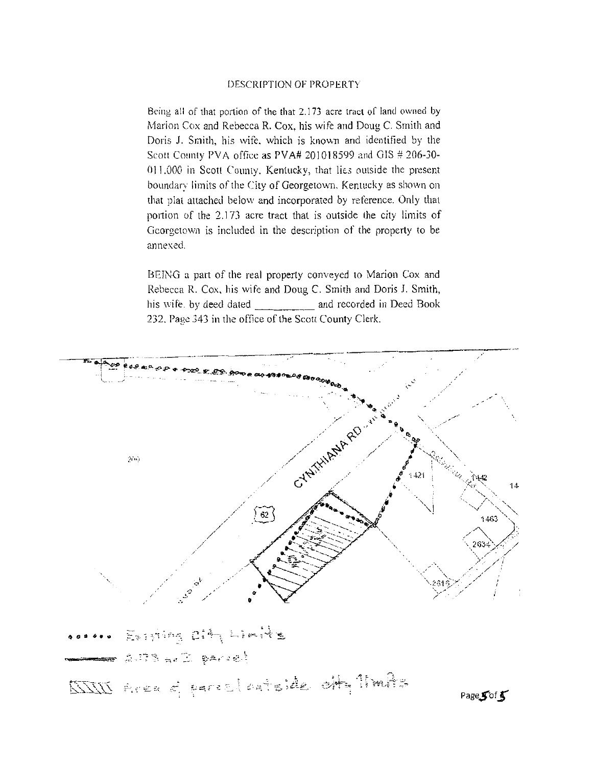DESCRIPTION OF PROPERTY

Being all of that portion of the that 2.173 acre tract of land owned by Marion Cox and Rebecca R. Cox, his wife and Doug C. Smith and Doris J. Smith, his wife, which is known and identified by the Scott County PVA office as PVA# 201018599 and GIS # 206-30-011.000 in Scott County, Kentucky, that lies outside the present boundary limits of the City of Georgetown, Kentucky as shown on that plat attached below and incorporated by reference. Only that portion of the 2.173 acre tract that is outside the city limits of Georgetown is included in the description of the property to be annexed.

BEING a part of the real property conveyed to Marion Cox and Rebecca R. Cox, his wife and Doug C. Smith and Doris J. Smith, his wife. by deed dated __________ and recorded in Deed Book 232, Page 343 in the office of the Scott County Clerk.

CYNTHIANA RD

62

1421

1442

1463

2634

2616

Existing City Limits

2.173 ac. parcel

Area of parcel outside city limits